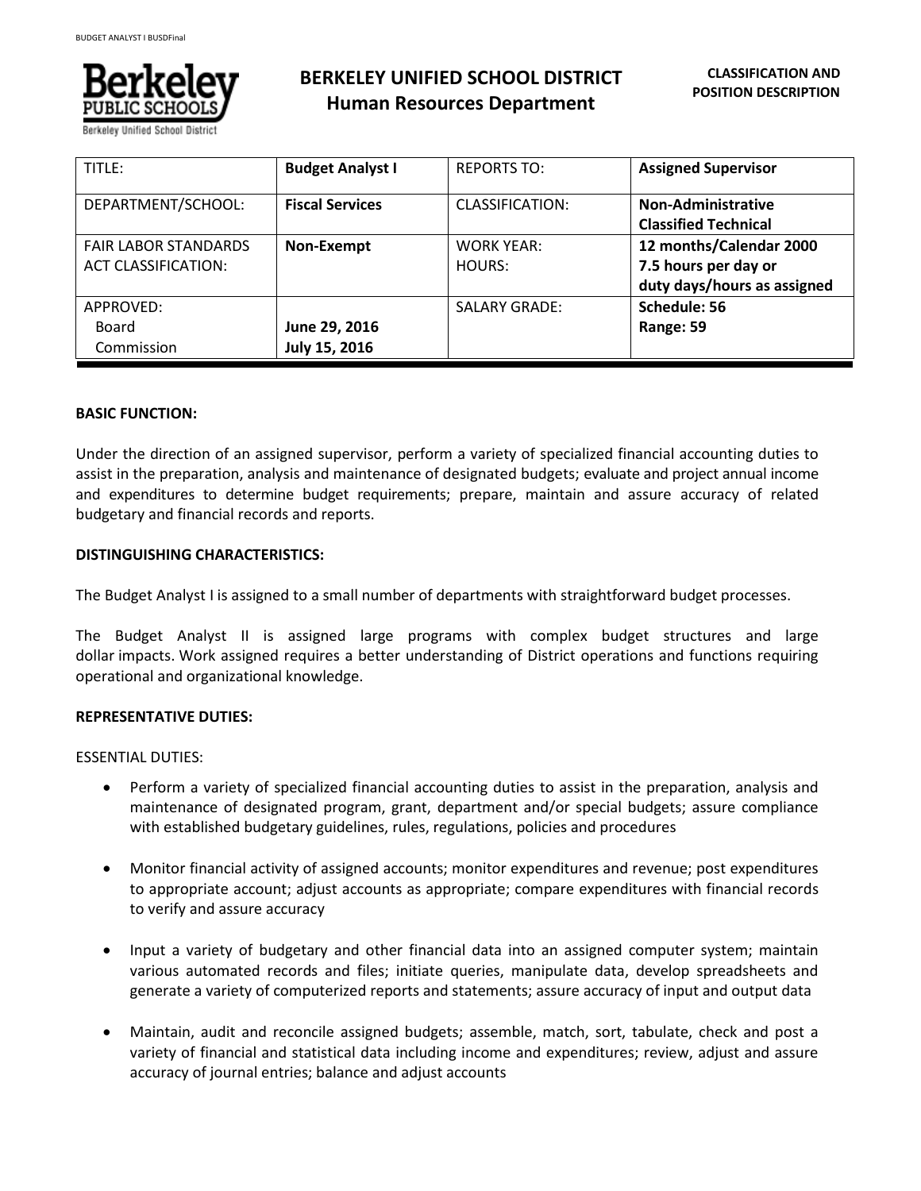# BERKELEY UNIFIED SCHOOL DISTRICT
## Human Resources Department

**CLASSIFICATION AND POSITION DESCRIPTION**

| TITLE: | **Budget Analyst I** | REPORTS TO: | **Assigned Supervisor** |
|---|---|---|---|
| DEPARTMENT/SCHOOL: | **Fiscal Services** | CLASSIFICATION: | **Non-Administrative Classified Technical** |
| FAIR LABOR STANDARDS ACT CLASSIFICATION: | **Non-Exempt** | WORK YEAR: HOURS: | **12 months/Calendar 2000 7.5 hours per day or duty days/hours as assigned** |
| APPROVED: Board Commission | **June 29, 2016 July 15, 2016** | SALARY GRADE: | **Schedule: 56 Range: 59** |

**BASIC FUNCTION:**

Under the direction of an assigned supervisor, perform a variety of specialized financial accounting duties to assist in the preparation, analysis and maintenance of designated budgets; evaluate and project annual income and expenditures to determine budget requirements; prepare, maintain and assure accuracy of related budgetary and financial records and reports.

**DISTINGUISHING CHARACTERISTICS:**

The Budget Analyst I is assigned to a small number of departments with straightforward budget processes.

The Budget Analyst II is assigned large programs with complex budget structures and large dollar impacts. Work assigned requires a better understanding of District operations and functions requiring operational and organizational knowledge.

**REPRESENTATIVE DUTIES:**

ESSENTIAL DUTIES:

- Perform a variety of specialized financial accounting duties to assist in the preparation, analysis and maintenance of designated program, grant, department and/or special budgets; assure compliance with established budgetary guidelines, rules, regulations, policies and procedures

- Monitor financial activity of assigned accounts; monitor expenditures and revenue; post expenditures to appropriate account; adjust accounts as appropriate; compare expenditures with financial records to verify and assure accuracy

- Input a variety of budgetary and other financial data into an assigned computer system; maintain various automated records and files; initiate queries, manipulate data, develop spreadsheets and generate a variety of computerized reports and statements; assure accuracy of input and output data

- Maintain, audit and reconcile assigned budgets; assemble, match, sort, tabulate, check and post a variety of financial and statistical data including income and expenditures; review, adjust and assure accuracy of journal entries; balance and adjust accounts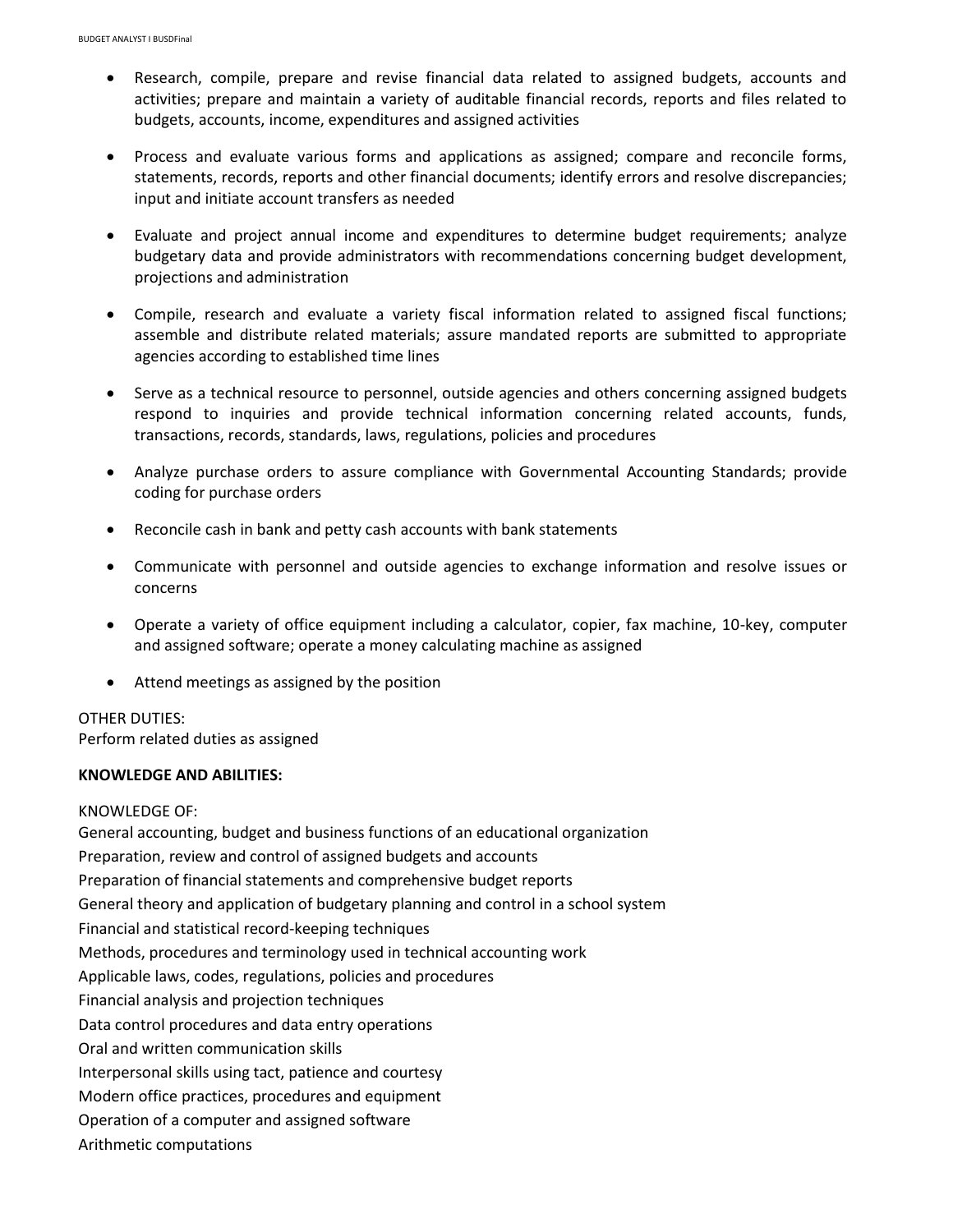- Research, compile, prepare and revise financial data related to assigned budgets, accounts and activities; prepare and maintain a variety of auditable financial records, reports and files related to budgets, accounts, income, expenditures and assigned activities

- Process and evaluate various forms and applications as assigned; compare and reconcile forms, statements, records, reports and other financial documents; identify errors and resolve discrepancies; input and initiate account transfers as needed

- Evaluate and project annual income and expenditures to determine budget requirements; analyze budgetary data and provide administrators with recommendations concerning budget development, projections and administration

- Compile, research and evaluate a variety fiscal information related to assigned fiscal functions; assemble and distribute related materials; assure mandated reports are submitted to appropriate agencies according to established time lines

- Serve as a technical resource to personnel, outside agencies and others concerning assigned budgets respond to inquiries and provide technical information concerning related accounts, funds, transactions, records, standards, laws, regulations, policies and procedures

- Analyze purchase orders to assure compliance with Governmental Accounting Standards; provide coding for purchase orders

- Reconcile cash in bank and petty cash accounts with bank statements

- Communicate with personnel and outside agencies to exchange information and resolve issues or concerns

- Operate a variety of office equipment including a calculator, copier, fax machine, 10-key, computer and assigned software; operate a money calculating machine as assigned

- Attend meetings as assigned by the position

OTHER DUTIES:
Perform related duties as assigned

**KNOWLEDGE AND ABILITIES:**

KNOWLEDGE OF:
General accounting, budget and business functions of an educational organization
Preparation, review and control of assigned budgets and accounts
Preparation of financial statements and comprehensive budget reports
General theory and application of budgetary planning and control in a school system
Financial and statistical record-keeping techniques
Methods, procedures and terminology used in technical accounting work
Applicable laws, codes, regulations, policies and procedures
Financial analysis and projection techniques
Data control procedures and data entry operations
Oral and written communication skills
Interpersonal skills using tact, patience and courtesy
Modern office practices, procedures and equipment
Operation of a computer and assigned software
Arithmetic computations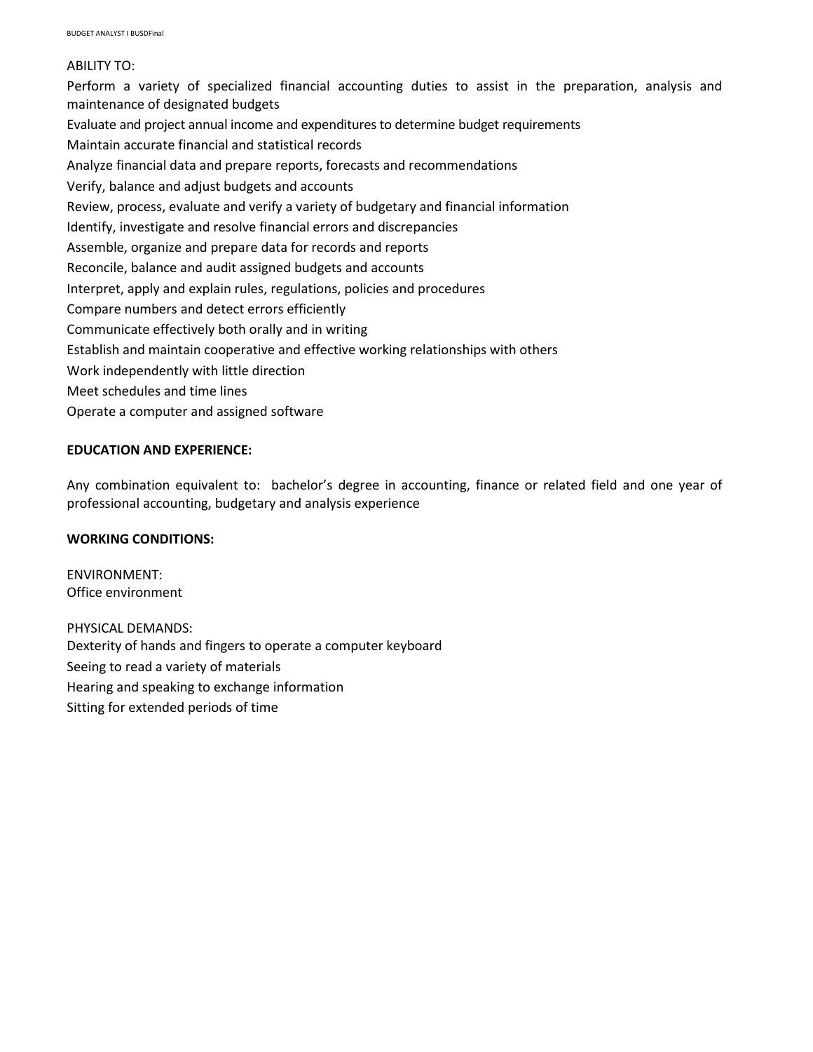ABILITY TO:

Perform a variety of specialized financial accounting duties to assist in the preparation, analysis and maintenance of designated budgets
Evaluate and project annual income and expenditures to determine budget requirements
Maintain accurate financial and statistical records
Analyze financial data and prepare reports, forecasts and recommendations
Verify, balance and adjust budgets and accounts
Review, process, evaluate and verify a variety of budgetary and financial information
Identify, investigate and resolve financial errors and discrepancies
Assemble, organize and prepare data for records and reports
Reconcile, balance and audit assigned budgets and accounts
Interpret, apply and explain rules, regulations, policies and procedures
Compare numbers and detect errors efficiently
Communicate effectively both orally and in writing
Establish and maintain cooperative and effective working relationships with others
Work independently with little direction
Meet schedules and time lines
Operate a computer and assigned software

**EDUCATION AND EXPERIENCE:**

Any combination equivalent to: bachelor's degree in accounting, finance or related field and one year of professional accounting, budgetary and analysis experience

**WORKING CONDITIONS:**

ENVIRONMENT:
Office environment

PHYSICAL DEMANDS:
Dexterity of hands and fingers to operate a computer keyboard
Seeing to read a variety of materials
Hearing and speaking to exchange information
Sitting for extended periods of time